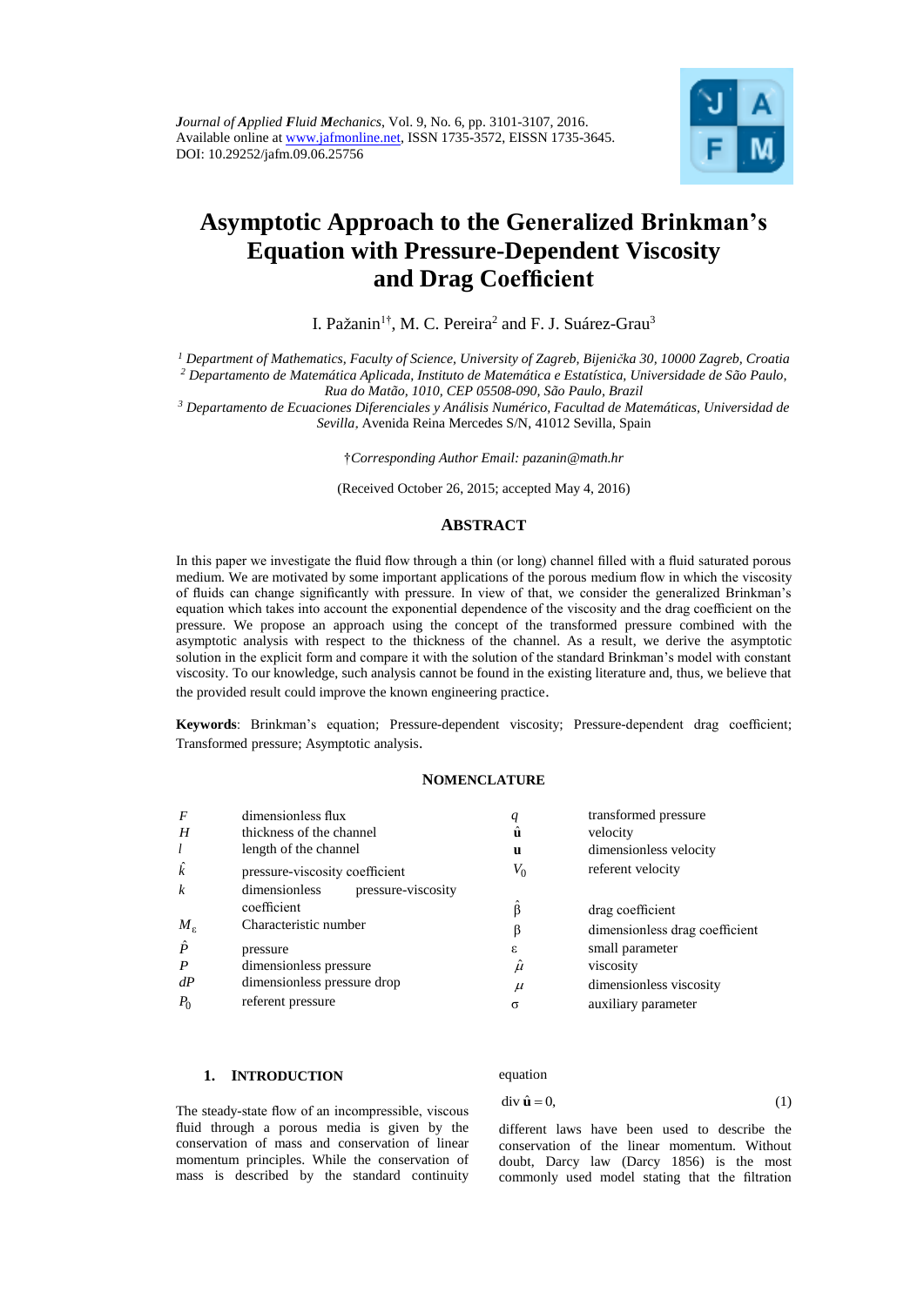*Journal of Applied Fluid Mechanics*, Vol. 9, No. 6, pp. 3101-3107, 2016.
Available online at www.jafmonline.net, ISSN 1735-3572, EISSN 1735-3645.
DOI: 10.29252/jafm.09.06.25756

# Asymptotic Approach to the Generalized Brinkman's Equation with Pressure-Dependent Viscosity and Drag Coefficient

I. Pažanin[1†], M. C. Pereira[2] and F. J. Suárez-Grau[3]

[1] *Department of Mathematics, Faculty of Science, University of Zagreb, Bijenička 30, 10000 Zagreb, Croatia*
[2] *Departamento de Matemática Aplicada, Instituto de Matemática e Estatística, Universidade de São Paulo, Rua do Matão, 1010, CEP 05508-090, São Paulo, Brazil*
[3] *Departamento de Ecuaciones Diferenciales y Análisis Numérico, Facultad de Matemáticas, Universidad de Sevilla*, Avenida Reina Mercedes S/N, 41012 Sevilla, Spain

†*Corresponding Author Email: pazanin@math.hr*

(Received October 26, 2015; accepted May 4, 2016)

## ABSTRACT

In this paper we investigate the fluid flow through a thin (or long) channel filled with a fluid saturated porous medium. We are motivated by some important applications of the porous medium flow in which the viscosity of fluids can change significantly with pressure. In view of that, we consider the generalized Brinkman's equation which takes into account the exponential dependence of the viscosity and the drag coefficient on the pressure. We propose an approach using the concept of the transformed pressure combined with the asymptotic analysis with respect to the thickness of the channel. As a result, we derive the asymptotic solution in the explicit form and compare it with the solution of the standard Brinkman's model with constant viscosity. To our knowledge, such analysis cannot be found in the existing literature and, thus, we believe that the provided result could improve the known engineering practice.

**Keywords**: Brinkman's equation; Pressure-dependent viscosity; Pressure-dependent drag coefficient; Transformed pressure; Asymptotic analysis.

## NOMENCLATURE

| | | | |
|---|---|---|---|
| $F$ | dimensionless flux | $q$ | transformed pressure |
| $H$ | thickness of the channel | $\hat{\mathbf{u}}$ | velocity |
| $l$ | length of the channel | $\mathbf{u}$ | dimensionless velocity |
| $\hat{k}$ | pressure-viscosity coefficient | $V_0$ | referent velocity |
| $k$ | dimensionless pressure-viscosity coefficient | $\hat{\beta}$ | drag coefficient |
| $M_\varepsilon$ | Characteristic number | $\beta$ | dimensionless drag coefficient |
| $\hat{P}$ | pressure | $\varepsilon$ | small parameter |
| $P$ | dimensionless pressure | $\hat{\mu}$ | viscosity |
| $dP$ | dimensionless pressure drop | $\mu$ | dimensionless viscosity |
| $P_0$ | referent pressure | $\sigma$ | auxiliary parameter |

## 1. INTRODUCTION

The steady-state flow of an incompressible, viscous fluid through a porous media is given by the conservation of mass and conservation of linear momentum principles. While the conservation of mass is described by the standard continuity equation

$$\operatorname{div} \hat{\mathbf{u}} = 0, \tag{1}$$

different laws have been used to describe the conservation of the linear momentum. Without doubt, Darcy law (Darcy 1856) is the most commonly used model stating that the filtration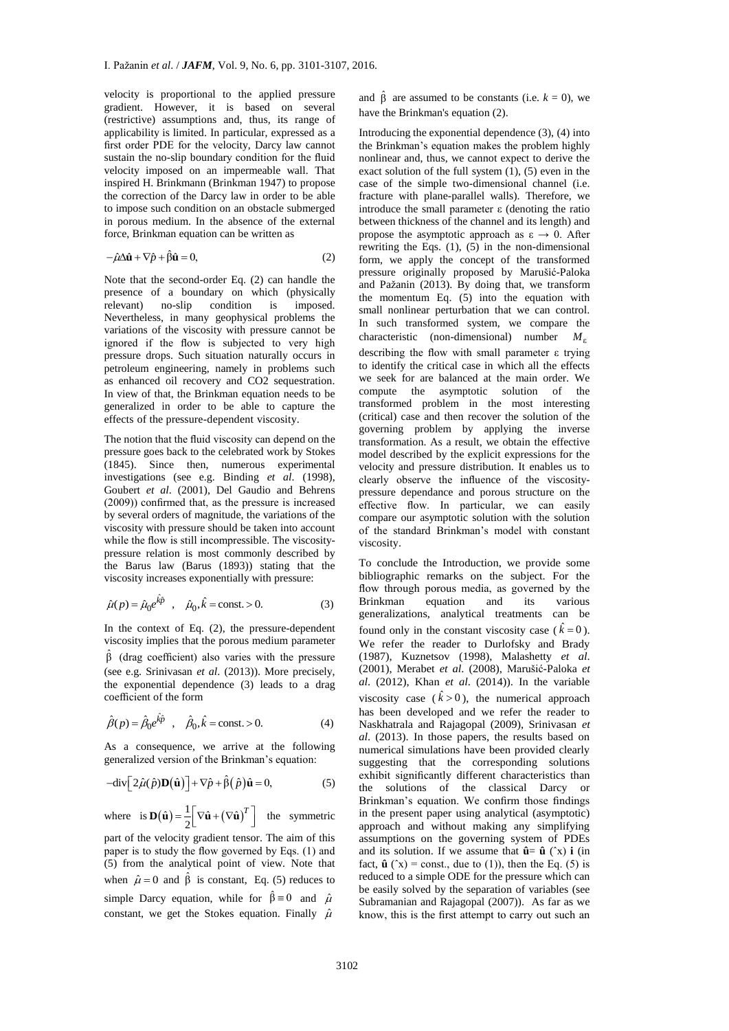velocity is proportional to the applied pressure gradient. However, it is based on several (restrictive) assumptions and, thus, its range of applicability is limited. In particular, expressed as a first order PDE for the velocity, Darcy law cannot sustain the no-slip boundary condition for the fluid velocity imposed on an impermeable wall. That inspired H. Brinkmann (Brinkman 1947) to propose the correction of the Darcy law in order to be able to impose such condition on an obstacle submerged in porous medium. In the absence of the external force, Brinkman equation can be written as

$$-\hat{\mu}\Delta\hat{\mathbf{u}} + \nabla\hat{p} + \hat{\beta}\hat{\mathbf{u}} = 0, \tag{2}$$

Note that the second-order Eq. (2) can handle the presence of a boundary on which (physically relevant) no-slip condition is imposed. Nevertheless, in many geophysical problems the variations of the viscosity with pressure cannot be ignored if the flow is subjected to very high pressure drops. Such situation naturally occurs in petroleum engineering, namely in problems such as enhanced oil recovery and CO2 sequestration. In view of that, the Brinkman equation needs to be generalized in order to be able to capture the effects of the pressure-dependent viscosity.

The notion that the fluid viscosity can depend on the pressure goes back to the celebrated work by Stokes (1845). Since then, numerous experimental investigations (see e.g. Binding *et al*. (1998), Goubert *et al*. (2001), Del Gaudio and Behrens (2009)) confirmed that, as the pressure is increased by several orders of magnitude, the variations of the viscosity with pressure should be taken into account while the flow is still incompressible. The viscosity-pressure relation is most commonly described by the Barus law (Barus (1893)) stating that the viscosity increases exponentially with pressure:

$$\hat{\mu}(p) = \hat{\mu}_0 e^{\hat{k}\hat{p}} \quad , \quad \hat{\mu}_0, \hat{k} = \text{const.} > 0. \tag{3}$$

In the context of Eq. (2), the pressure-dependent viscosity implies that the porous medium parameter $\hat{\beta}$ (drag coefficient) also varies with the pressure (see e.g. Srinivasan *et al*. (2013)). More precisely, the exponential dependence (3) leads to a drag coefficient of the form

$$\hat{\beta}(p) = \hat{\beta}_0 e^{\hat{k}\hat{p}} \quad , \quad \hat{\beta}_0, \hat{k} = \text{const.} > 0. \tag{4}$$

As a consequence, we arrive at the following generalized version of the Brinkman's equation:

$$-\text{div}\left[2\hat{\mu}(\hat{p})\mathbf{D}(\hat{\mathbf{u}})\right] + \nabla\hat{p} + \hat{\beta}(\hat{p})\hat{\mathbf{u}} = 0, \tag{5}$$

where is $\mathbf{D}(\hat{\mathbf{u}}) = \frac{1}{2}\left[\nabla\hat{\mathbf{u}} + (\nabla\hat{\mathbf{u}})^T\right]$ the symmetric part of the velocity gradient tensor. The aim of this paper is to study the flow governed by Eqs. (1) and (5) from the analytical point of view. Note that when $\hat{\mu} = 0$ and $\hat{\beta}$ is constant, Eq. (5) reduces to simple Darcy equation, while for $\hat{\beta} \equiv 0$ and $\hat{\mu}$ constant, we get the Stokes equation. Finally $\hat{\mu}$ and $\hat{\beta}$ are assumed to be constants (i.e. $k = 0$), we have the Brinkman's equation (2).

Introducing the exponential dependence (3), (4) into the Brinkman's equation makes the problem highly nonlinear and, thus, we cannot expect to derive the exact solution of the full system (1), (5) even in the case of the simple two-dimensional channel (i.e. fracture with plane-parallel walls). Therefore, we introduce the small parameter ε (denoting the ratio between thickness of the channel and its length) and propose the asymptotic approach as $\varepsilon \to 0$. After rewriting the Eqs. (1), (5) in the non-dimensional form, we apply the concept of the transformed pressure originally proposed by Marušić-Paloka and Pažanin (2013). By doing that, we transform the momentum Eq. (5) into the equation with small nonlinear perturbation that we can control. In such transformed system, we compare the characteristic (non-dimensional) number $M_\varepsilon$ describing the flow with small parameter ε trying to identify the critical case in which all the effects we seek for are balanced at the main order. We compute the asymptotic solution of the transformed problem in the most interesting (critical) case and then recover the solution of the governing problem by applying the inverse transformation. As a result, we obtain the effective model described by the explicit expressions for the velocity and pressure distribution. It enables us to clearly observe the influence of the viscosity-pressure dependance and porous structure on the effective flow. In particular, we can easily compare our asymptotic solution with the solution of the standard Brinkman's model with constant viscosity.

To conclude the Introduction, we provide some bibliographic remarks on the subject. For the flow through porous media, as governed by the Brinkman equation and its various generalizations, analytical treatments can be found only in the constant viscosity case ($\hat{k} = 0$). We refer the reader to Durlofsky and Brady (1987), Kuznetsov (1998), Malashetty *et al*. (2001), Merabet *et al*. (2008), Marušić-Paloka *et al*. (2012), Khan *et al*. (2014)). In the variable viscosity case ($\hat{k} > 0$), the numerical approach has been developed and we refer the reader to Naskhatrala and Rajagopal (2009), Srinivasan *et al*. (2013). In those papers, the results based on numerical simulations have been provided clearly suggesting that the corresponding solutions exhibit significantly different characteristics than the solutions of the classical Darcy or Brinkman's equation. We confirm those findings in the present paper using analytical (asymptotic) approach and without making any simplifying assumptions on the governing system of PDEs and its solution. If we assume that $\hat{\mathbf{u}} = \hat{\mathbf{u}}(\hat{x})\,\mathbf{i}$ (in fact, $\hat{\mathbf{u}}(\hat{x}) = \text{const.}$, due to (1)), then the Eq. (5) is reduced to a simple ODE for the pressure which can be easily solved by the separation of variables (see Subramanian and Rajagopal (2007)). As far as we know, this is the first attempt to carry out such an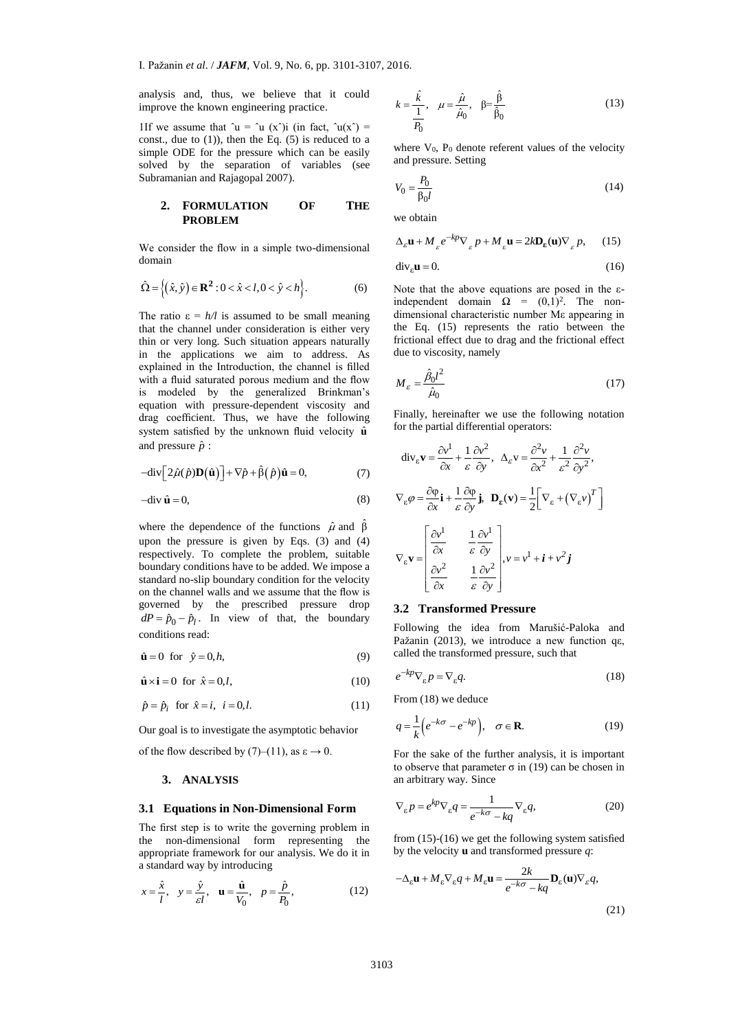analysis and, thus, we believe that it could improve the known engineering practice.

1If we assume that ˆu = ˆu (xˆ)i (in fact, ˆu(xˆ) = const., due to (1)), then the Eq. (5) is reduced to a simple ODE for the pressure which can be easily solved by the separation of variables (see Subramanian and Rajagopal 2007).

## 2. FORMULATION OF THE PROBLEM

We consider the flow in a simple two-dimensional domain

$$\hat{\Omega} = \left\{ (\hat{x}, \hat{y}) \in \mathbf{R}^2 : 0 < \hat{x} < l, 0 < \hat{y} < h \right\}. \tag{6}$$

The ratio $\varepsilon = h/l$ is assumed to be small meaning that the channel under consideration is either very thin or very long. Such situation appears naturally in the applications we aim to address. As explained in the Introduction, the channel is filled with a fluid saturated porous medium and the flow is modeled by the generalized Brinkman's equation with pressure-dependent viscosity and drag coefficient. Thus, we have the following system satisfied by the unknown fluid velocity $\hat{\mathbf{u}}$ and pressure $\hat{p}$ :

$$-\mathrm{div}\left[ 2\hat{\mu}(\hat{p})\mathbf{D}(\hat{\mathbf{u}}) \right] + \nabla \hat{p} + \hat{\beta}(\hat{p})\hat{\mathbf{u}} = 0, \tag{7}$$

$$-\mathrm{div}\, \hat{\mathbf{u}} = 0, \tag{8}$$

where the dependence of the functions $\hat{\mu}$ and $\hat{\beta}$ upon the pressure is given by Eqs. (3) and (4) respectively. To complete the problem, suitable boundary conditions have to be added. We impose a standard no-slip boundary condition for the velocity on the channel walls and we assume that the flow is governed by the prescribed pressure drop $dP = \hat{p}_0 - \hat{p}_l$. In view of that, the boundary conditions read:

$$\hat{\mathbf{u}} = 0 \ \text{ for } \ \hat{y} = 0, h, \tag{9}$$

$$\hat{\mathbf{u}} \times \mathbf{i} = 0 \ \text{ for } \ \hat{x} = 0, l, \tag{10}$$

$$\hat{p} = \hat{p}_i \ \text{ for } \ \hat{x} = i, \ \ i = 0, l. \tag{11}$$

Our goal is to investigate the asymptotic behavior of the flow described by (7)–(11), as $\varepsilon \to 0$.

## 3. ANALYSIS

### 3.1 Equations in Non-Dimensional Form

The first step is to write the governing problem in the non-dimensional form representing the appropriate framework for our analysis. We do it in a standard way by introducing

$$x = \frac{\hat{x}}{l}, \quad y = \frac{\hat{y}}{\varepsilon l}, \quad \mathbf{u} = \frac{\hat{\mathbf{u}}}{V_0}, \quad p = \frac{\hat{p}}{P_0}, \tag{12}$$

$$k = \frac{\hat{k}}{\frac{1}{P_0}}, \quad \mu = \frac{\hat{\mu}}{\hat{\mu}_0}, \quad \beta = \frac{\hat{\beta}}{\hat{\beta}_0} \tag{13}$$

where $V_0$, $P_0$ denote referent values of the velocity and pressure. Setting

$$V_0 = \frac{P_0}{\beta_0 l} \tag{14}$$

we obtain

$$\Delta_\varepsilon \mathbf{u} + M_\varepsilon e^{-kp} \nabla_\varepsilon p + M_\varepsilon \mathbf{u} = 2k \mathbf{D}_\varepsilon(\mathbf{u}) \nabla_\varepsilon p, \tag{15}$$

$$\mathrm{div}_\varepsilon \mathbf{u} = 0. \tag{16}$$

Note that the above equations are posed in the $\varepsilon$-independent domain $\Omega = (0,1)^2$. The non-dimensional characteristic number $M_\varepsilon$ appearing in the Eq. (15) represents the ratio between the frictional effect due to drag and the frictional effect due to viscosity, namely

$$M_\varepsilon = \frac{\hat{\beta}_0 l^2}{\hat{\mu}_0} \tag{17}$$

Finally, hereinafter we use the following notation for the partial differential operators:

$$\mathrm{div}_\varepsilon \mathbf{v} = \frac{\partial v^1}{\partial x} + \frac{1}{\varepsilon}\frac{\partial v^2}{\partial y}, \quad \Delta_\varepsilon \mathrm{v} = \frac{\partial^2 v}{\partial x^2} + \frac{1}{\varepsilon^2}\frac{\partial^2 v}{\partial y^2},$$

$$\nabla_\varepsilon \varphi = \frac{\partial \varphi}{\partial x}\mathbf{i} + \frac{1}{\varepsilon}\frac{\partial \varphi}{\partial y}\mathbf{j}, \quad \mathbf{D}_\varepsilon(\mathbf{v}) = \frac{1}{2}\left[ \nabla_\varepsilon + \left(\nabla_\varepsilon v\right)^T \right]$$

$$\nabla_\varepsilon \mathbf{v} = \begin{bmatrix} \dfrac{\partial v^1}{\partial x} & \dfrac{1}{\varepsilon}\dfrac{\partial v^1}{\partial y} \\ \dfrac{\partial v^2}{\partial x} & \dfrac{1}{\varepsilon}\dfrac{\partial v^2}{\partial y} \end{bmatrix}, v = v^1 + \boldsymbol{i} + v^2 \boldsymbol{j}$$

### 3.2 Transformed Pressure

Following the idea from Marušić-Paloka and Pažanin (2013), we introduce a new function $q_\varepsilon$, called the transformed pressure, such that

$$e^{-kp} \nabla_\varepsilon p = \nabla_\varepsilon q. \tag{18}$$

From (18) we deduce

$$q = \frac{1}{k}\left( e^{-k\sigma} - e^{-kp} \right), \quad \sigma \in \mathbf{R}. \tag{19}$$

For the sake of the further analysis, it is important to observe that parameter $\sigma$ in (19) can be chosen in an arbitrary way. Since

$$\nabla_\varepsilon p = e^{kp} \nabla_\varepsilon q = \frac{1}{e^{-k\sigma} - kq} \nabla_\varepsilon q, \tag{20}$$

from (15)-(16) we get the following system satisfied by the velocity $\mathbf{u}$ and transformed pressure $q$:

$$-\Delta_\varepsilon \mathbf{u} + M_\varepsilon \nabla_\varepsilon q + M_\varepsilon \mathbf{u} = \frac{2k}{e^{-k\sigma} - kq} \mathbf{D}_\varepsilon(\mathbf{u}) \nabla_\varepsilon q, \tag{21}$$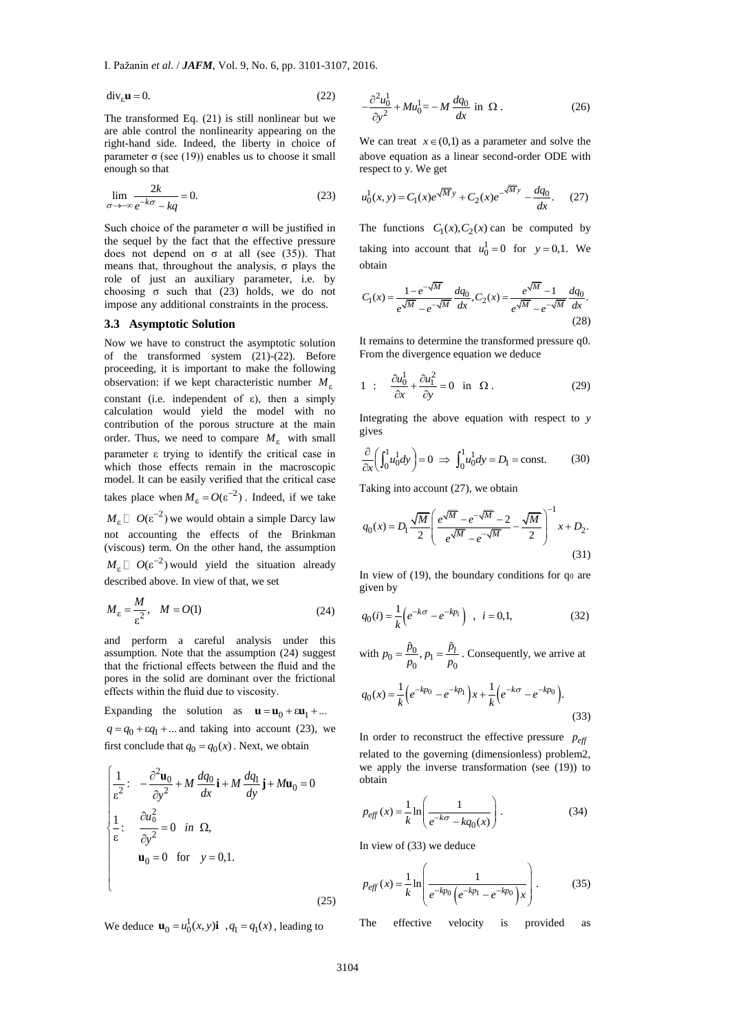$$\mathrm{div}_\varepsilon \mathbf{u} = 0. \tag{22}$$

The transformed Eq. (21) is still nonlinear but we are able control the nonlinearity appearing on the right-hand side. Indeed, the liberty in choice of parameter σ (see (19)) enables us to choose it small enough so that

$$\lim_{\sigma \to -\infty} \frac{2k}{e^{-k\sigma} - kq} = 0. \tag{23}$$

Such choice of the parameter σ will be justified in the sequel by the fact that the effective pressure does not depend on σ at all (see (35)). That means that, throughout the analysis, σ plays the role of just an auxiliary parameter, i.e. by choosing σ such that (23) holds, we do not impose any additional constraints in the process.

### 3.3 Asymptotic Solution

Now we have to construct the asymptotic solution of the transformed system (21)-(22). Before proceeding, it is important to make the following observation: if we kept characteristic number $M_\varepsilon$ constant (i.e. independent of ε), then a simply calculation would yield the model with no contribution of the porous structure at the main order. Thus, we need to compare $M_\varepsilon$ with small parameter ε trying to identify the critical case in which those effects remain in the macroscopic model. It can be easily verified that the critical case takes place when $M_\varepsilon = O(\varepsilon^{-2})$. Indeed, if we take $M_\varepsilon \gg O(\varepsilon^{-2})$ we would obtain a simple Darcy law not accounting the effects of the Brinkman (viscous) term. On the other hand, the assumption $M_\varepsilon \ll O(\varepsilon^{-2})$ would yield the situation already described above. In view of that, we set

$$M_\varepsilon = \frac{M}{\varepsilon^2}, \quad M = O(1) \tag{24}$$

and perform a careful analysis under this assumption. Note that the assumption (24) suggest that the frictional effects between the fluid and the pores in the solid are dominant over the frictional effects within the fluid due to viscosity.

Expanding the solution as $\mathbf{u} = \mathbf{u}_0 + \varepsilon \mathbf{u}_1 + \ldots$ $q = q_0 + \varepsilon q_1 + \ldots$ and taking into account (23), we first conclude that $q_0 = q_0(x)$. Next, we obtain

$$\begin{cases} \dfrac{1}{\varepsilon^2}: \quad -\dfrac{\partial^2 \mathbf{u}_0}{\partial y^2} + M \dfrac{dq_0}{dx}\mathbf{i} + M\dfrac{dq_1}{dy}\mathbf{j} + M\mathbf{u}_0 = 0 \\ \dfrac{1}{\varepsilon}: \quad \dfrac{\partial u_0^2}{\partial y^2} = 0 \quad in \ \Omega, \\ \qquad \mathbf{u}_0 = 0 \quad \text{for} \quad y = 0,1. \end{cases} \tag{25}$$

We deduce $\mathbf{u}_0 = u_0^1(x,y)\mathbf{i}$ , $q_1 = q_1(x)$, leading to

$$-\frac{\partial^2 u_0^1}{\partial y^2} + M u_0^1 = -M\frac{dq_0}{dx} \ \text{in} \ \Omega\,. \tag{26}$$

We can treat $x \in (0,1)$ as a parameter and solve the above equation as a linear second-order ODE with respect to y. We get

$$u_0^1(x,y) = C_1(x)e^{\sqrt{M}y} + C_2(x)e^{-\sqrt{M}y} - \frac{dq_0}{dx}. \tag{27}$$

The functions $C_1(x), C_2(x)$ can be computed by taking into account that $u_0^1 = 0$ for $y = 0,1$. We obtain

$$C_1(x) = \frac{1 - e^{-\sqrt{M}}}{e^{\sqrt{M}} - e^{-\sqrt{M}}}\frac{dq_0}{dx}, C_2(x) = \frac{e^{\sqrt{M}} - 1}{e^{\sqrt{M}} - e^{-\sqrt{M}}}\frac{dq_0}{dx}. \tag{28}$$

It remains to determine the transformed pressure q0. From the divergence equation we deduce

$$1 \ : \quad \frac{\partial u_0^1}{\partial x} + \frac{\partial u_1^2}{\partial y} = 0 \quad \text{in} \quad \Omega\,. \tag{29}$$

Integrating the above equation with respect to *y* gives

$$\frac{\partial}{\partial x}\left(\int_0^1 u_0^1 dy\right) = 0 \ \Rightarrow \ \int_0^1 u_0^1 dy = D_1 = \text{const.} \tag{30}$$

Taking into account (27), we obtain

$$q_0(x) = D_1 \frac{\sqrt{M}}{2}\left(\frac{e^{\sqrt{M}} - e^{-\sqrt{M}} - 2}{e^{\sqrt{M}} - e^{-\sqrt{M}}} - \frac{\sqrt{M}}{2}\right)^{-1} x + D_2. \tag{31}$$

In view of (19), the boundary conditions for $q_0$ are given by

$$q_0(i) = \frac{1}{k}\left(e^{-k\sigma} - e^{-kp_i}\right) \ , \ i = 0,1, \tag{32}$$

with $p_0 = \dfrac{\hat{p}_0}{p_0}, p_1 = \dfrac{\hat{p}_l}{p_0}$. Consequently, we arrive at

$$q_0(x) = \frac{1}{k}\left(e^{-kp_0} - e^{-kp_1}\right)x + \frac{1}{k}\left(e^{-k\sigma} - e^{-kp_0}\right). \tag{33}$$

In order to reconstruct the effective pressure $p_{eff}$ related to the governing (dimensionless) problem2, we apply the inverse transformation (see (19)) to obtain

$$p_{eff}(x) = \frac{1}{k}\ln\left(\frac{1}{e^{-k\sigma} - kq_0(x)}\right). \tag{34}$$

In view of (33) we deduce

$$p_{eff}(x) = \frac{1}{k}\ln\left(\frac{1}{e^{-kp_0}\left(e^{-kp_1} - e^{-kp_0}\right)x}\right). \tag{35}$$

The effective velocity is provided as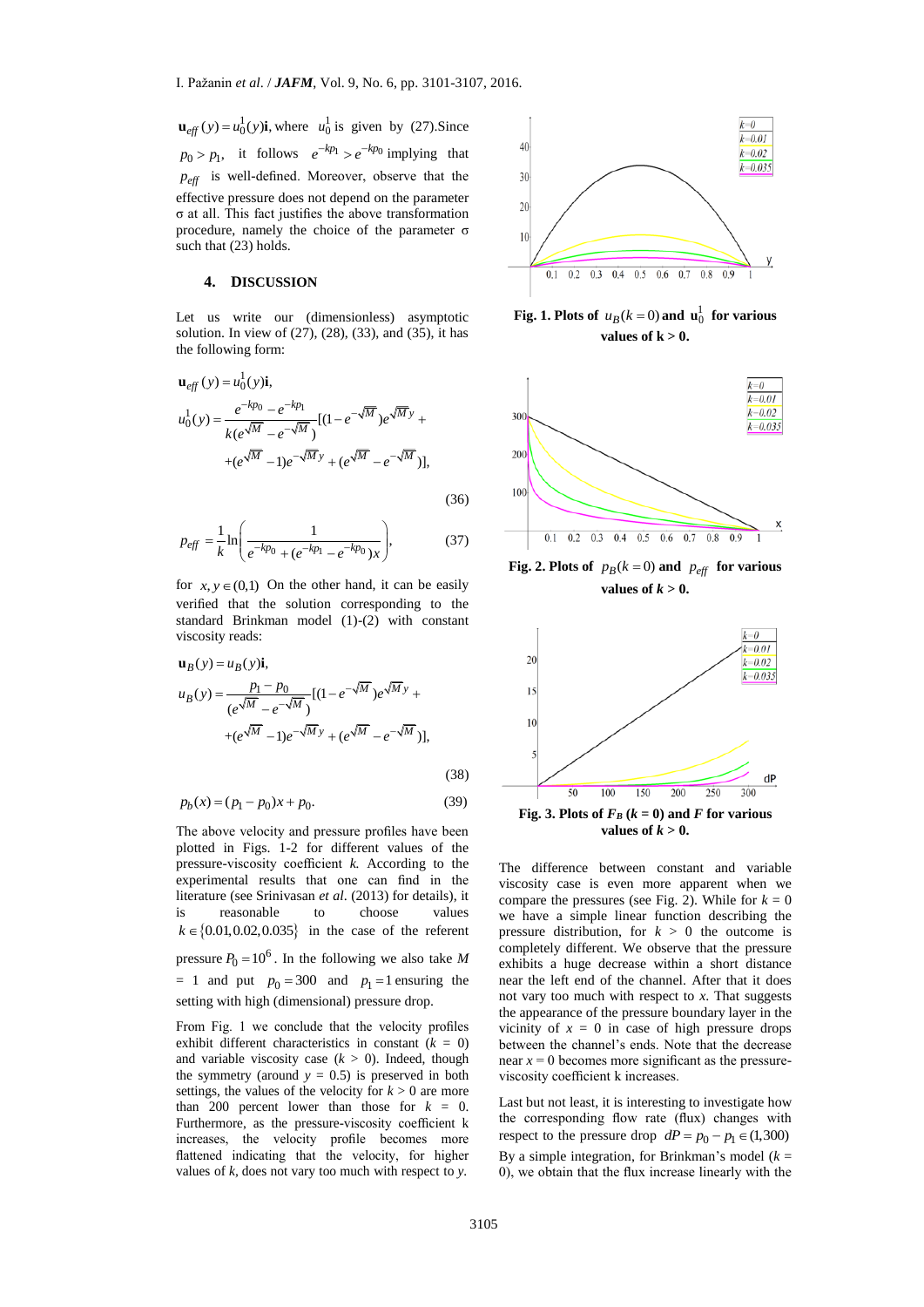$\mathbf{u}_{eff}(y) = u_0^1(y)\mathbf{i}$, where $u_0^1$ is given by (27).Since $p_0 > p_1$, it follows $e^{-kp_1} > e^{-kp_0}$ implying that $p_{eff}$ is well-defined. Moreover, observe that the effective pressure does not depend on the parameter σ at all. This fact justifies the above transformation procedure, namely the choice of the parameter σ such that (23) holds.

## 4. DISCUSSION

Let us write our (dimensionless) asymptotic solution. In view of (27), (28), (33), and (35), it has the following form:

$$\mathbf{u}_{eff}(y) = u_0^1(y)\mathbf{i},$$

$$u_0^1(y) = \frac{e^{-kp_0} - e^{-kp_1}}{k(e^{\sqrt{M}} - e^{-\sqrt{M}})}[(1 - e^{-\sqrt{M}})e^{\sqrt{M}y} + (e^{\sqrt{M}} - 1)e^{-\sqrt{M}y} + (e^{\sqrt{M}} - e^{-\sqrt{M}})], \tag{36}$$

$$p_{eff} = \frac{1}{k}\ln\left(\frac{1}{e^{-kp_0} + (e^{-kp_1} - e^{-kp_0})x}\right), \tag{37}$$

for $x, y \in (0,1)$ On the other hand, it can be easily verified that the solution corresponding to the standard Brinkman model (1)-(2) with constant viscosity reads:

$$\mathbf{u}_B(y) = u_B(y)\mathbf{i},$$

$$u_B(y) = \frac{p_1 - p_0}{(e^{\sqrt{M}} - e^{-\sqrt{M}})}[(1 - e^{-\sqrt{M}})e^{\sqrt{M}y} + (e^{\sqrt{M}} - 1)e^{-\sqrt{M}y} + (e^{\sqrt{M}} - e^{-\sqrt{M}})], \tag{38}$$

$$p_b(x) = (p_1 - p_0)x + p_0. \tag{39}$$

The above velocity and pressure profiles have been plotted in Figs. 1-2 for different values of the pressure-viscosity coefficient *k*. According to the experimental results that one can find in the literature (see Srinivasan *et al*. (2013) for details), it is reasonable to choose values $k \in \{0.01, 0.02, 0.035\}$ in the case of the referent pressure $P_0 = 10^6$. In the following we also take $M = 1$ and put $p_0 = 300$ and $p_1 = 1$ ensuring the setting with high (dimensional) pressure drop.

From Fig. 1 we conclude that the velocity profiles exhibit different characteristics in constant ($k = 0$) and variable viscosity case ($k > 0$). Indeed, though the symmetry (around $y = 0.5$) is preserved in both settings, the values of the velocity for $k > 0$ are more than 200 percent lower than those for $k = 0$. Furthermore, as the pressure-viscosity coefficient k increases, the velocity profile becomes more flattened indicating that the velocity, for higher values of *k*, does not vary too much with respect to *y*.

**Fig. 1. Plots of $u_B(k = 0)$ and $\mathbf{u}_0^1$ for various values of k > 0.**

**Fig. 2. Plots of $p_B(k = 0)$ and $p_{eff}$ for various values of k > 0.**

**Fig. 3. Plots of $F_B$ (k = 0) and *F* for various values of k > 0.**

The difference between constant and variable viscosity case is even more apparent when we compare the pressures (see Fig. 2). While for $k = 0$ we have a simple linear function describing the pressure distribution, for $k > 0$ the outcome is completely different. We observe that the pressure exhibits a huge decrease within a short distance near the left end of the channel. After that it does not vary too much with respect to *x*. That suggests the appearance of the pressure boundary layer in the vicinity of $x = 0$ in case of high pressure drops between the channel's ends. Note that the decrease near $x = 0$ becomes more significant as the pressure-viscosity coefficient k increases.

Last but not least, it is interesting to investigate how the corresponding flow rate (flux) changes with respect to the pressure drop $dP = p_0 - p_1 \in (1,300)$ By a simple integration, for Brinkman's model ($k = 0$), we obtain that the flux increase linearly with the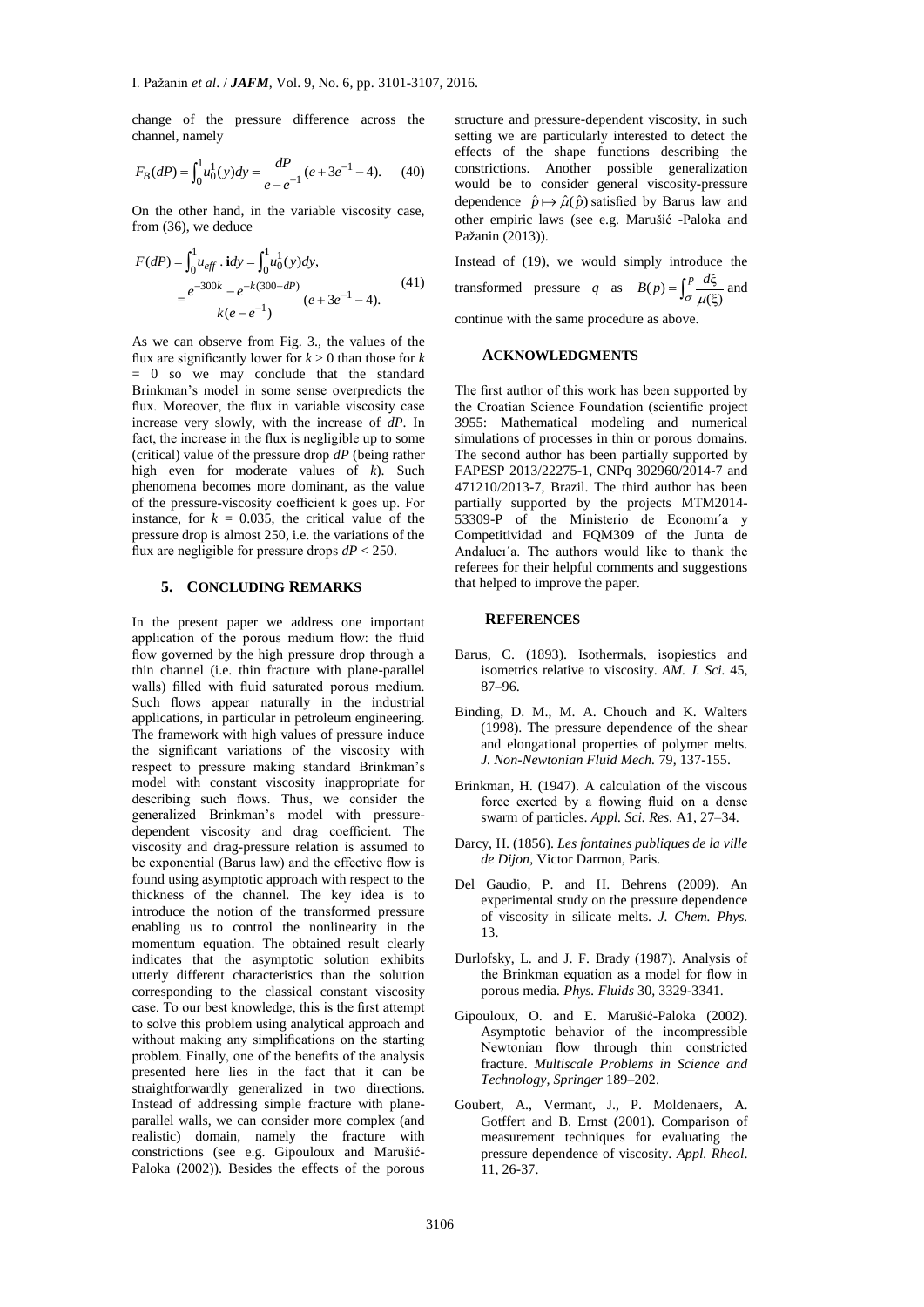change of the pressure difference across the channel, namely

$$F_B(dP) = \int_0^1 u_0^1(y)dy = \frac{dP}{e - e^{-1}}(e + 3e^{-1} - 4). \quad (40)$$

On the other hand, in the variable viscosity case, from (36), we deduce

$$\begin{aligned} F(dP) &= \int_0^1 u_{eff} \cdot \mathbf{i} dy = \int_0^1 u_0^1(y)dy, \\ &= \frac{e^{-300k} - e^{-k(300-dP)}}{k(e - e^{-1})}(e + 3e^{-1} - 4). \end{aligned} \quad (41)$$

As we can observe from Fig. 3., the values of the flux are significantly lower for $k > 0$ than those for $k = 0$ so we may conclude that the standard Brinkman's model in some sense overpredicts the flux. Moreover, the flux in variable viscosity case increase very slowly, with the increase of $dP$. In fact, the increase in the flux is negligible up to some (critical) value of the pressure drop $dP$ (being rather high even for moderate values of $k$). Such phenomena becomes more dominant, as the value of the pressure-viscosity coefficient k goes up. For instance, for $k = 0.035$, the critical value of the pressure drop is almost 250, i.e. the variations of the flux are negligible for pressure drops $dP < 250$.

## 5. CONCLUDING REMARKS

In the present paper we address one important application of the porous medium flow: the fluid flow governed by the high pressure drop through a thin channel (i.e. thin fracture with plane-parallel walls) filled with fluid saturated porous medium. Such flows appear naturally in the industrial applications, in particular in petroleum engineering. The framework with high values of pressure induce the significant variations of the viscosity with respect to pressure making standard Brinkman's model with constant viscosity inappropriate for describing such flows. Thus, we consider the generalized Brinkman's model with pressure-dependent viscosity and drag coefficient. The viscosity and drag-pressure relation is assumed to be exponential (Barus law) and the effective flow is found using asymptotic approach with respect to the thickness of the channel. The key idea is to introduce the notion of the transformed pressure enabling us to control the nonlinearity in the momentum equation. The obtained result clearly indicates that the asymptotic solution exhibits utterly different characteristics than the solution corresponding to the classical constant viscosity case. To our best knowledge, this is the first attempt to solve this problem using analytical approach and without making any simplifications on the starting problem. Finally, one of the benefits of the analysis presented here lies in the fact that it can be straightforwardly generalized in two directions. Instead of addressing simple fracture with plane-parallel walls, we can consider more complex (and realistic) domain, namely the fracture with constrictions (see e.g. Gipouloux and Marušić-Paloka (2002)). Besides the effects of the porous structure and pressure-dependent viscosity, in such setting we are particularly interested to detect the effects of the shape functions describing the constrictions. Another possible generalization would be to consider general viscosity-pressure dependence $\hat{p} \mapsto \hat{\mu}(\hat{p})$ satisfied by Barus law and other empiric laws (see e.g. Marušić -Paloka and Pažanin (2013)).

Instead of (19), we would simply introduce the transformed pressure $q$ as $B(p) = \int_\sigma^p \frac{d\xi}{\mu(\xi)}$ and continue with the same procedure as above.

## ACKNOWLEDGMENTS

The first author of this work has been supported by the Croatian Science Foundation (scientific project 3955: Mathematical modeling and numerical simulations of processes in thin or porous domains. The second author has been partially supported by FAPESP 2013/22275-1, CNPq 302960/2014-7 and 471210/2013-7, Brazil. The third author has been partially supported by the projects MTM2014-53309-P of the Ministerio de Economı´a y Competitividad and FQM309 of the Junta de Andalucı´a. The authors would like to thank the referees for their helpful comments and suggestions that helped to improve the paper.

## REFERENCES

Barus, C. (1893). Isothermals, isopiestics and isometrics relative to viscosity. *AM. J. Sci.* 45, 87–96.

Binding, D. M., M. A. Chouch and K. Walters (1998). The pressure dependence of the shear and elongational properties of polymer melts. *J. Non-Newtonian Fluid Mech.* 79, 137-155.

Brinkman, H. (1947). A calculation of the viscous force exerted by a flowing fluid on a dense swarm of particles. *Appl. Sci. Res.* A1, 27–34.

Darcy, H. (1856). *Les fontaines publiques de la ville de Dijon*, Victor Darmon, Paris.

Del Gaudio, P. and H. Behrens (2009). An experimental study on the pressure dependence of viscosity in silicate melts. *J. Chem. Phys.* 13.

Durlofsky, L. and J. F. Brady (1987). Analysis of the Brinkman equation as a model for flow in porous media. *Phys. Fluids* 30, 3329-3341.

Gipouloux, O. and E. Marušić-Paloka (2002). Asymptotic behavior of the incompressible Newtonian flow through thin constricted fracture. *Multiscale Problems in Science and Technology, Springer* 189–202.

Goubert, A., Vermant, J., P. Moldenaers, A. Gotffert and B. Ernst (2001). Comparison of measurement techniques for evaluating the pressure dependence of viscosity. *Appl. Rheol*. 11, 26-37.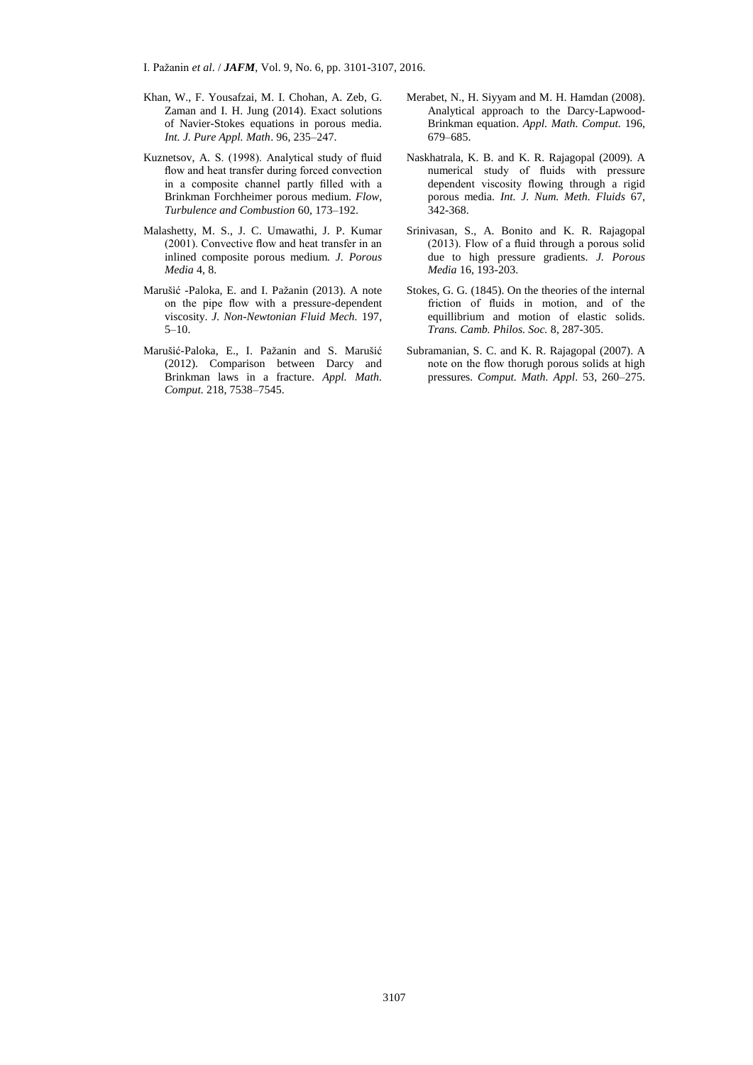Khan, W., F. Yousafzai, M. I. Chohan, A. Zeb, G. Zaman and I. H. Jung (2014). Exact solutions of Navier-Stokes equations in porous media. *Int. J. Pure Appl. Math*. 96, 235–247.

Kuznetsov, A. S. (1998). Analytical study of fluid flow and heat transfer during forced convection in a composite channel partly filled with a Brinkman Forchheimer porous medium. *Flow, Turbulence and Combustion* 60, 173–192.

Malashetty, M. S., J. C. Umawathi, J. P. Kumar (2001). Convective flow and heat transfer in an inlined composite porous medium. *J. Porous Media* 4, 8.

Marušić -Paloka, E. and I. Pažanin (2013). A note on the pipe flow with a pressure-dependent viscosity. *J. Non-Newtonian Fluid Mech.* 197, 5–10.

Marušić-Paloka, E., I. Pažanin and S. Marušić (2012). Comparison between Darcy and Brinkman laws in a fracture. *Appl. Math. Comput.* 218, 7538–7545.

Merabet, N., H. Siyyam and M. H. Hamdan (2008). Analytical approach to the Darcy-Lapwood-Brinkman equation. *Appl. Math. Comput.* 196, 679–685.

Naskhatrala, K. B. and K. R. Rajagopal (2009). A numerical study of fluids with pressure dependent viscosity flowing through a rigid porous media. *Int. J. Num. Meth. Fluids* 67, 342-368.

Srinivasan, S., A. Bonito and K. R. Rajagopal (2013). Flow of a fluid through a porous solid due to high pressure gradients. *J. Porous Media* 16, 193-203.

Stokes, G. G. (1845). On the theories of the internal friction of fluids in motion, and of the equillibrium and motion of elastic solids. *Trans. Camb. Philos. Soc.* 8, 287-305.

Subramanian, S. C. and K. R. Rajagopal (2007). A note on the flow thorugh porous solids at high pressures. *Comput. Math. Appl*. 53, 260–275.